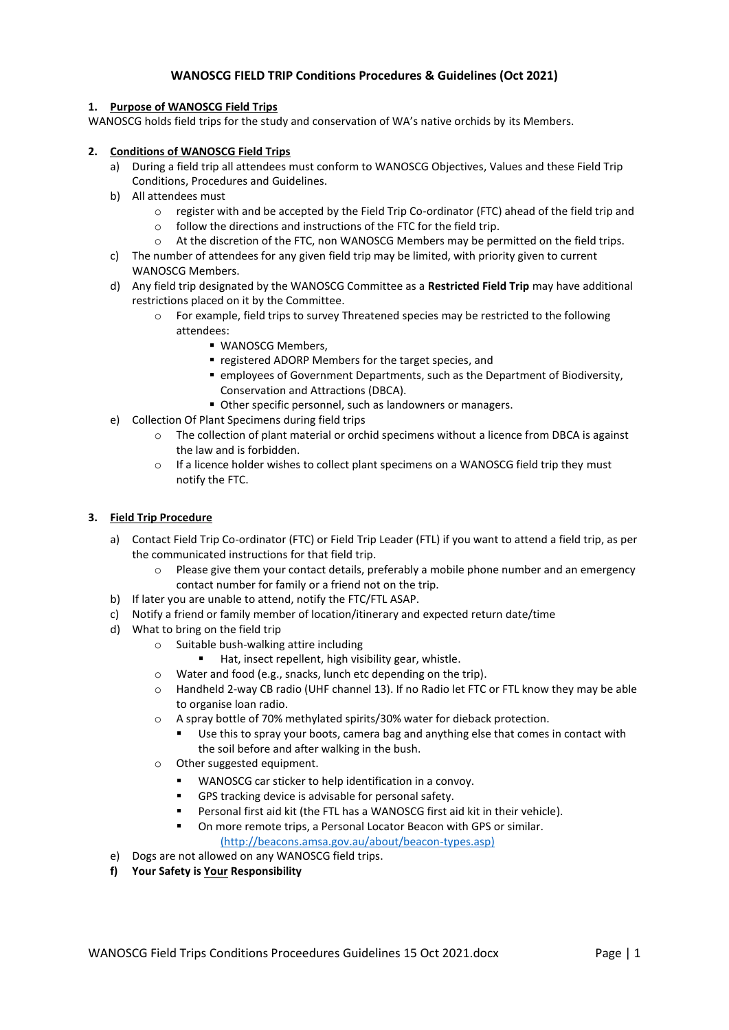# WANOSCG FIELD TRIP Conditions Procedures & Guidelines (Oct 2021)

## 1. Purpose of WANOSCG Field Trips

WANOSCG holds field trips for the study and conservation of WA's native orchids by its Members.

## 2. Conditions of WANOSCG Field Trips

a) During a field trip all attendees must conform to WANOSCG Objectives, Values and these Field Trip Conditions, Procedures and Guidelines.

b) All attendees must
   - register with and be accepted by the Field Trip Co-ordinator (FTC) ahead of the field trip and
   - follow the directions and instructions of the FTC for the field trip.
   - At the discretion of the FTC, non WANOSCG Members may be permitted on the field trips.

c) The number of attendees for any given field trip may be limited, with priority given to current WANOSCG Members.

d) Any field trip designated by the WANOSCG Committee as a **Restricted Field Trip** may have additional restrictions placed on it by the Committee.
   - For example, field trips to survey Threatened species may be restricted to the following attendees:
     - WANOSCG Members,
     - registered ADORP Members for the target species, and
     - employees of Government Departments, such as the Department of Biodiversity, Conservation and Attractions (DBCA).
     - Other specific personnel, such as landowners or managers.

e) Collection Of Plant Specimens during field trips
   - The collection of plant material or orchid specimens without a licence from DBCA is against the law and is forbidden.
   - If a licence holder wishes to collect plant specimens on a WANOSCG field trip they must notify the FTC.

## 3. Field Trip Procedure

a) Contact Field Trip Co-ordinator (FTC) or Field Trip Leader (FTL) if you want to attend a field trip, as per the communicated instructions for that field trip.
   - Please give them your contact details, preferably a mobile phone number and an emergency contact number for family or a friend not on the trip.

b) If later you are unable to attend, notify the FTC/FTL ASAP.

c) Notify a friend or family member of location/itinerary and expected return date/time

d) What to bring on the field trip
   - Suitable bush-walking attire including
     - Hat, insect repellent, high visibility gear, whistle.
   - Water and food (e.g., snacks, lunch etc depending on the trip).
   - Handheld 2-way CB radio (UHF channel 13). If no Radio let FTC or FTL know they may be able to organise loan radio.
   - A spray bottle of 70% methylated spirits/30% water for dieback protection.
     - Use this to spray your boots, camera bag and anything else that comes in contact with the soil before and after walking in the bush.
   - Other suggested equipment.
     - WANOSCG car sticker to help identification in a convoy.
     - GPS tracking device is advisable for personal safety.
     - Personal first aid kit (the FTL has a WANOSCG first aid kit in their vehicle).
     - On more remote trips, a Personal Locator Beacon with GPS or similar. (http://beacons.amsa.gov.au/about/beacon-types.asp)

e) Dogs are not allowed on any WANOSCG field trips.

**f) Your Safety is Your Responsibility**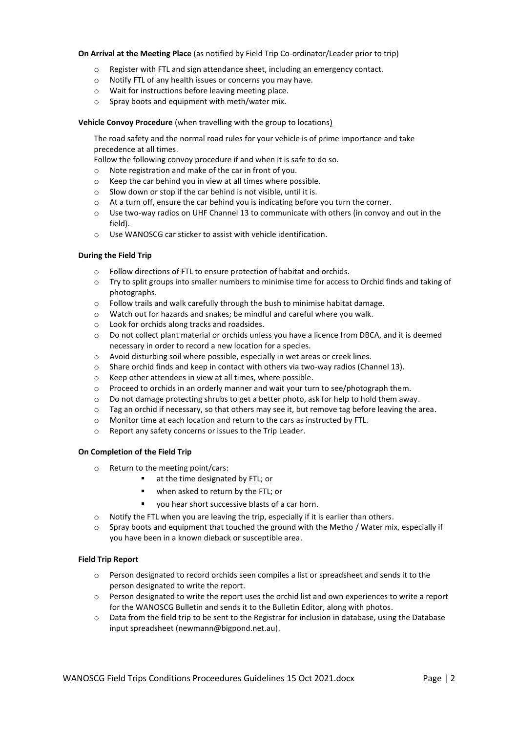**On Arrival at the Meeting Place** (as notified by Field Trip Co-ordinator/Leader prior to trip)

- Register with FTL and sign attendance sheet, including an emergency contact.
- Notify FTL of any health issues or concerns you may have.
- Wait for instructions before leaving meeting place.
- Spray boots and equipment with meth/water mix.

**Vehicle Convoy Procedure** (when travelling with the group to locations)

The road safety and the normal road rules for your vehicle is of prime importance and take precedence at all times.

Follow the following convoy procedure if and when it is safe to do so.

- Note registration and make of the car in front of you.
- Keep the car behind you in view at all times where possible.
- Slow down or stop if the car behind is not visible, until it is.
- At a turn off, ensure the car behind you is indicating before you turn the corner.
- Use two-way radios on UHF Channel 13 to communicate with others (in convoy and out in the field).
- Use WANOSCG car sticker to assist with vehicle identification.

**During the Field Trip**

- Follow directions of FTL to ensure protection of habitat and orchids.
- Try to split groups into smaller numbers to minimise time for access to Orchid finds and taking of photographs.
- Follow trails and walk carefully through the bush to minimise habitat damage.
- Watch out for hazards and snakes; be mindful and careful where you walk.
- Look for orchids along tracks and roadsides.
- Do not collect plant material or orchids unless you have a licence from DBCA, and it is deemed necessary in order to record a new location for a species.
- Avoid disturbing soil where possible, especially in wet areas or creek lines.
- Share orchid finds and keep in contact with others via two-way radios (Channel 13).
- Keep other attendees in view at all times, where possible.
- Proceed to orchids in an orderly manner and wait your turn to see/photograph them.
- Do not damage protecting shrubs to get a better photo, ask for help to hold them away.
- Tag an orchid if necessary, so that others may see it, but remove tag before leaving the area.
- Monitor time at each location and return to the cars as instructed by FTL.
- Report any safety concerns or issues to the Trip Leader.

**On Completion of the Field Trip**

- Return to the meeting point/cars:
  - at the time designated by FTL; or
  - when asked to return by the FTL; or
  - you hear short successive blasts of a car horn.
- Notify the FTL when you are leaving the trip, especially if it is earlier than others.
- Spray boots and equipment that touched the ground with the Metho / Water mix, especially if you have been in a known dieback or susceptible area.

**Field Trip Report**

- Person designated to record orchids seen compiles a list or spreadsheet and sends it to the person designated to write the report.
- Person designated to write the report uses the orchid list and own experiences to write a report for the WANOSCG Bulletin and sends it to the Bulletin Editor, along with photos.
- Data from the field trip to be sent to the Registrar for inclusion in database, using the Database input spreadsheet (newmann@bigpond.net.au).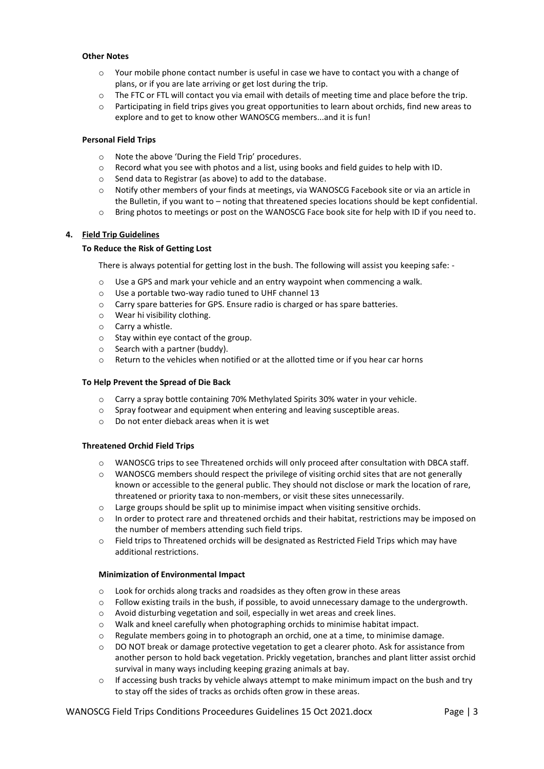**Other Notes**

- Your mobile phone contact number is useful in case we have to contact you with a change of plans, or if you are late arriving or get lost during the trip.
- The FTC or FTL will contact you via email with details of meeting time and place before the trip.
- Participating in field trips gives you great opportunities to learn about orchids, find new areas to explore and to get to know other WANOSCG members...and it is fun!

**Personal Field Trips**

- Note the above 'During the Field Trip' procedures.
- Record what you see with photos and a list, using books and field guides to help with ID.
- Send data to Registrar (as above) to add to the database.
- Notify other members of your finds at meetings, via WANOSCG Facebook site or via an article in the Bulletin, if you want to – noting that threatened species locations should be kept confidential.
- Bring photos to meetings or post on the WANOSCG Face book site for help with ID if you need to.

## 4. Field Trip Guidelines

**To Reduce the Risk of Getting Lost**

There is always potential for getting lost in the bush. The following will assist you keeping safe: -

- Use a GPS and mark your vehicle and an entry waypoint when commencing a walk.
- Use a portable two-way radio tuned to UHF channel 13
- Carry spare batteries for GPS. Ensure radio is charged or has spare batteries.
- Wear hi visibility clothing.
- Carry a whistle.
- Stay within eye contact of the group.
- Search with a partner (buddy).
- Return to the vehicles when notified or at the allotted time or if you hear car horns

**To Help Prevent the Spread of Die Back**

- Carry a spray bottle containing 70% Methylated Spirits 30% water in your vehicle.
- Spray footwear and equipment when entering and leaving susceptible areas.
- Do not enter dieback areas when it is wet

**Threatened Orchid Field Trips**

- WANOSCG trips to see Threatened orchids will only proceed after consultation with DBCA staff.
- WANOSCG members should respect the privilege of visiting orchid sites that are not generally known or accessible to the general public. They should not disclose or mark the location of rare, threatened or priority taxa to non-members, or visit these sites unnecessarily.
- Large groups should be split up to minimise impact when visiting sensitive orchids.
- In order to protect rare and threatened orchids and their habitat, restrictions may be imposed on the number of members attending such field trips.
- Field trips to Threatened orchids will be designated as Restricted Field Trips which may have additional restrictions.

**Minimization of Environmental Impact**

- Look for orchids along tracks and roadsides as they often grow in these areas
- Follow existing trails in the bush, if possible, to avoid unnecessary damage to the undergrowth.
- Avoid disturbing vegetation and soil, especially in wet areas and creek lines.
- Walk and kneel carefully when photographing orchids to minimise habitat impact.
- Regulate members going in to photograph an orchid, one at a time, to minimise damage.
- DO NOT break or damage protective vegetation to get a clearer photo. Ask for assistance from another person to hold back vegetation. Prickly vegetation, branches and plant litter assist orchid survival in many ways including keeping grazing animals at bay.
- If accessing bush tracks by vehicle always attempt to make minimum impact on the bush and try to stay off the sides of tracks as orchids often grow in these areas.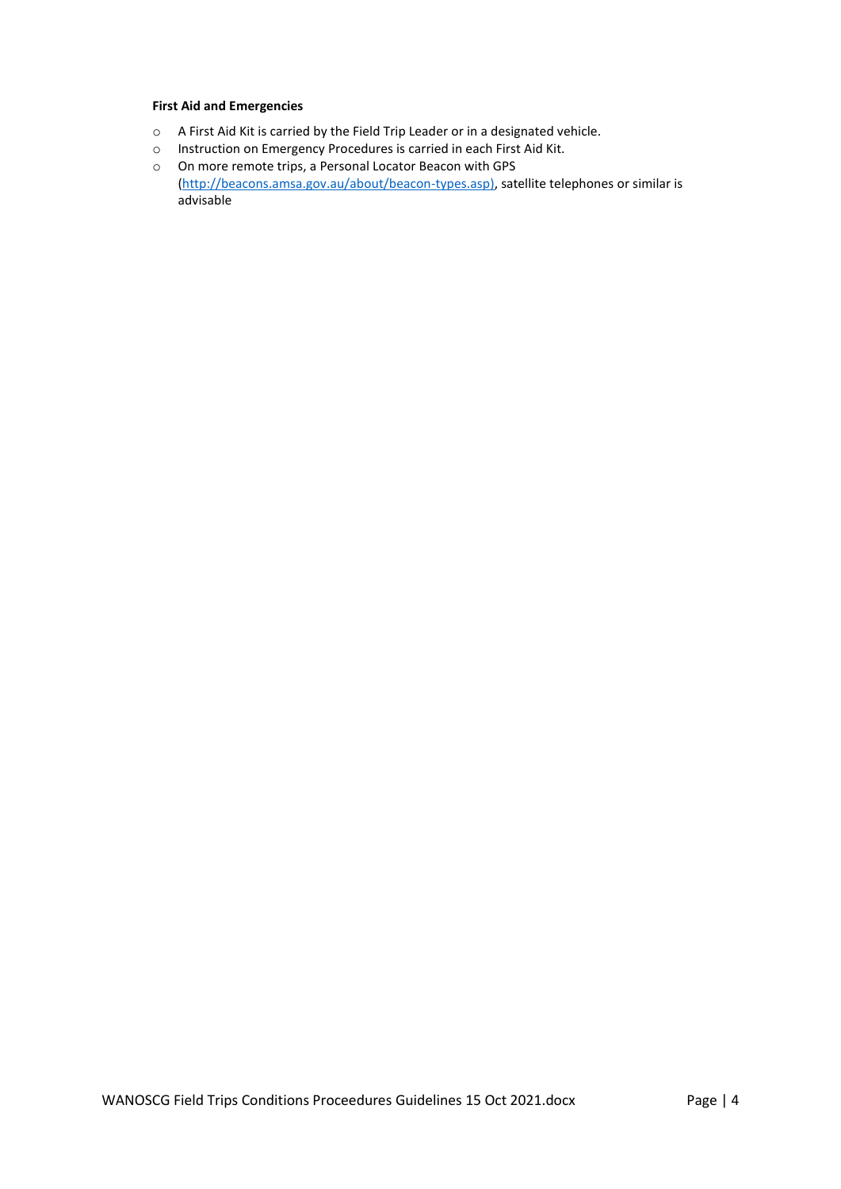**First Aid and Emergencies**

- A First Aid Kit is carried by the Field Trip Leader or in a designated vehicle.
- Instruction on Emergency Procedures is carried in each First Aid Kit.
- On more remote trips, a Personal Locator Beacon with GPS (http://beacons.amsa.gov.au/about/beacon-types.asp), satellite telephones or similar is advisable